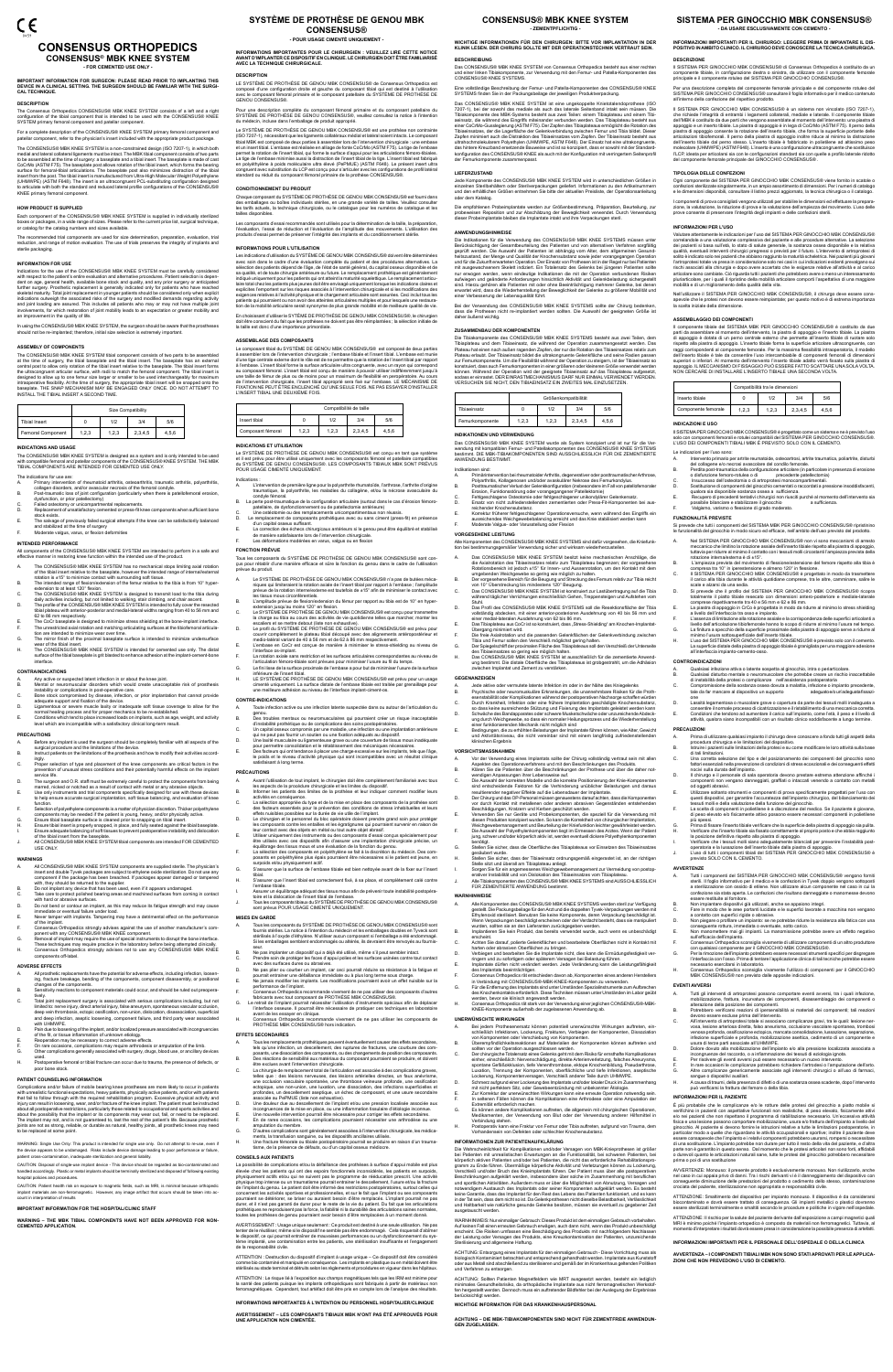# CONSENSUS ORTHOPEDICS

## CONSENSUS® MBK KNEE SYSTEM

**- FOR USED CLINICAL USE ONLY -**

**IMPORTANT INFORMATION FOR SURGEON: PLEASE READ PRIOR TO IMPLANTING THIS DEVICE IN A CLINICAL SETTING. THE SURGEON SHOULD BE FAMILIAR WITH THE SURGICAL TECHNIQUE.**

### DESCRIPTION

### HOW PRODUCT IS SUPPLIED

### INFORMATION FOR USE

### ASSEMBLY OF COMPONENTS

| Size Compatibility | | | | |
|---|---|---|---|---|
| Tibial Insert | 0 | 1/2 | 3/4 | 5/6 |
| Femoral Component | 1,2,3 | 1,2,3 | 2,3,4,5 | 4,5,6 |

### INDICATIONS AND USAGE

### INTENDED PERFORMANCE

### CONTRAINDICATIONS

### PRECAUTIONS

### WARNINGS

### ADVERSE EFFECTS

### PATIENT COUNSELING INFORMATION

### IMPORTANT INFORMATION FOR THE HOSPITAL/CLINIC STAFF

**WARNING – THE MBK TIBIAL COMPONENTS HAVE NOT BEEN APPROVED FOR NON-CEMENTED APPLICATION.**

# SYSTÈME DE PROTHÈSE DE GENOU MBK CONSENSUS®

**- POUR USAGE CLINIQUE UNIQUEMENT -**

### DESCRIPTION

### CONDITIONNEMENT DU PRODUIT

### INFORMATIONS POUR L'UTILISATION

### ASSEMBLAGE DES COMPOSANTS

| Compatibilité de taille | | | | |
|---|---|---|---|---|
| Insert tibial | 0 | 1/2 | 3/4 | 5/6 |
| Composant fémoral | 1,2,3 | 1,2,3 | 2,3,4,5 | 4,5,6 |

### INDICATIONS ET UTILISATION

### FONCTION PRÉVUE

### CONTRE-INDICATIONS

### PRÉCAUTIONS

### MISES EN GARDE

### EFFETS SECONDAIRES

### CONSEILS AUX PATIENTS

### INFORMATIONS IMPORTANTES À L'INTENTION DU PERSONNEL HOSPITALIER/CLINIQUE

# CONSENSUS® MBK KNEE SYSTEM

**- ZEMENTPFLICHTIG -**

### BESCHREIBUNG

### LIEFERZUSTAND

### ANWENDUNGSHINWEISE

### ZUSAMMENBAU DER KOMPONENTEN

| Größenkompatibilität | | | | |
|---|---|---|---|---|
| Tibiainsertz | 0 | 1/2 | 3/4 | 5/6 |
| Femurkomponente | 1,2,3 | 1,2,3 | 2,3,4,5 | 4,5,6 |

### INDIKATIONEN UND VERWENDUNG

### VORGESEHENE LEISTUNG

### GEGENANZEIGEN

### VORSICHTSMASSNAHMEN

### WARNHINWEISE

### UNERWÜNSCHTE WIRKUNGEN

### INFORMATIONEN ZUR PATIENTENAUFKLÄRUNG

### WICHTIGE INFORMATION FÜR DAS KRANKENHAUSPERSONAL

# SISTEMA PER GINOCCHIO MBK CONSENSUS®

**- DA USARE ESCLUSIVAMENTE CON CEMENTO -**

### DESCRIZIONE

### TIPOLOGIA DELLE CONFEZIONI

### INFORMAZIONI PER L'USO

### ASSEMBLAGGIO DEI COMPONENTI

| Compatibilità tra le dimensioni | | | | |
|---|---|---|---|---|
| Inserto tibiale | 0 | 1/2 | 3/4 | 5/6 |
| Componente femorale | 1,2,3 | 1,2,3 | 2,3,4,5 | 4,5,6 |

### INDICAZIONI E USO

### FUNZIONALITÀ PREVISTE

### CONTROINDICAZIONI

### PRECAUZIONI

### AVVERTENZE

### EVENTI AVVERSI

### INFORMAZIONI PER IL PAZIENTE

### INFORMAZIONI IMPORTANTI PER IL PERSONALE DELL'OSPEDALE O DELLA CLINICA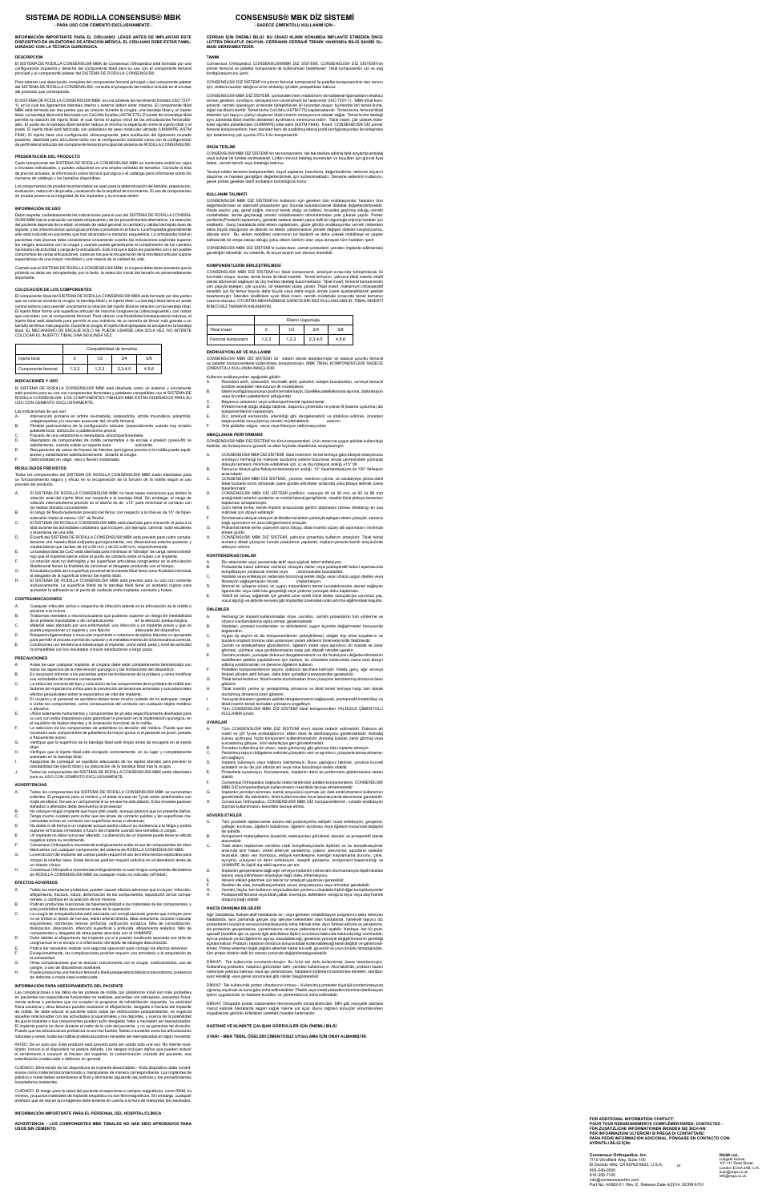# SISTEMA DE RODILLA CONSENSUS® MBK

**- PARA USO CON CEMENTO EXCLUSIVAMENTE -**

**INFORMACIÓN IMPORTANTE PARA EL CIRUJANO: LÉASE ANTES DE IMPLANTAR ESTE DISPOSITIVO EN UN ENTORNO DE ATENCIÓN MÉDICA. EL CIRUJANO DEBE ESTAR FAMILIARIZADO CON LA TÉCNICA QUIRÚRGICA.**

## DESCRIPCIÓN

El SISTEMA DE RODILLA CONSENSUS® MBK de Consensus Orthopedics está formado por una configuración izquierda y derecha del componente tibial para su uso con el componente femoral principal y el componente patelar del SISTEMA DE RODILLA CONSENSUS®.

Para obtener una descripción completa del componente femoral principal y del componente patelar del SISTEMA DE RODILLA CONSENSUS®, consulte el prospecto del médico incluido en el envase del producto que corresponda.

El SISTEMA DE RODILLA CONSENSUS® MBK, es una prótesis de movimiento limitado (ISO 7207-1), en la cual los ligamentos laterales interno y externo deben estar intactos. El componente tibial MBK está formado por dos partes que se colocan durante la cirugía: una bandeja tibial y un inserto tibial. La bandeja tibial está fabricada con CoCrMo fundido (ASTM F75). El poste de la bandeja tibial permite la rotación del inserto tibial, el cual forma el apoyo móvil de las articulaciones femorotibiales. El poste de la bandeja tibial también reduce al mínimo la separación entre el inserto y el poste. El inserto tibial está fabricado con polietileno de peso molecular ultraalto (UHMWPE, ASTM F648). El inserto tiene una configuración ultracongruente, para sustitución del ligamento cruzado posterior, diseñada para articularse tanto con la configuración estándar como con la configuración de perfil lateral reducido del componente femoral principal del sistema de RODILLA CONSENSUS®.

## PRESENTACIÓN DEL PRODUCTO

Cada componente del SISTEMA DE RODILLA CONSENSUS® MBK se suministra estéril en cajas o envases individuales, y pueden adquirirse en una amplia variedad de tamaños. Consulte la lista de precios actuales, la información sobre técnica quirúrgica o el catálogo para informarse sobre los números de catálogo y los tamaños disponibles.

Los componentes de prueba recomendables se usan para la determinación del tamaño, preparación, evaluación, reducción de prueba y evaluación de la amplitud de movimiento. El uso de componentes de prueba preserva la integridad de los implantes y su envase estéril.

## INFORMACIÓN DE USO

Debe respetar cuidadosamente las indicaciones para el uso del SISTEMA DE RODILLA CONSENSUS® MBK tras la evaluación completa del paciente y de los procedimientos alternativos. La selección del paciente depende de la edad, el estado de salud general, la calidad y cantidad del tejido óseo de soporte, y las intervenciones quirúrgicas previas o previstas en el futuro. La artroplastia total en pacientes más jóvenes debe considerarse únicamente cuando las indicaciones explícitas superen los riesgos asociados con la cirugía y cuando pueda garantizarse el cumplimiento de los cambios necesarios de actividad y carga de la articulación. Esto incluye a todos los pacientes con o sin posible compromiso de varias articulaciones, cresce en los que la recuperación de la movilidad articular supone expectativas de una mayor movilidad y una mejora de la calidad de vida.

Cuando use el SISTEMA DE RODILLA CONSENSUS® MBK, el cirujano debe tener presente que la prótesis no debe ser reimplantada; por lo tanto, la selección inicial del tamaño es extremadamente importante.

## COLOCACIÓN DE LOS COMPONENTES

El componente tibial del SISTEMA DE RODILLA CONSENSUS® MBK está formado por dos partes que se colocan durante la cirugía: la bandeja tibial y el inserto tibial. La bandeja tibial tiene un poste central externo para permitir únicamente la rotación del inserto tibial en relación con la bandeja tibial. El inserto tibial forma una superficie articular de máxima congruencia (ultracongruente), con radios que coinciden con el componente femoral. Para ofrecer una flexibilidad intraoperatoria máxima, el inserto tibial está diseñado para permitir el uso indistinto de un tamaño de fémur más grande o un tamaño de fémur más pequeño. Durante la cirugía, el inserto tibial apropiado se encajará en la bandeja tibial. EL MECANISMO DE ENCAJE SOLO SE PUEDE USAR UNA SOLA VEZ, NO INTENTE COLOCAR EL INSERTO TIBIAL UNA SEGUNDA VEZ.

| Compatibilidad de tamaños | | | | |
|---|---|---|---|---|
| Inserto tibial | 0 | 1/2 | 3/4 | 5/6 |
| Componente femoral | 1,2,3 | 1,2,3 | 2,3,4,5 | 4,5,6 |

## INDICACIONES Y USO

El SISTEMA DE RODILLA CONSENSUS® MBK está diseñado como un sistema y únicamente está previsto para su uso con componentes femorales y patelares compatibles con el SISTEMA DE RODILLA CONSENSUS®. LOS COMPONENTES TIBIALES MBK ESTÁN DISEÑADOS PARA SU USO CON CEMENTO EXCLUSIVAMENTE.

Las indicaciones de uso son:

A. Intervención primaria en artritis reumatoide, osteoartritis, artritis traumática, poliartritis, colagenopatías y/o necrosis avascular del cóndilo femoral.
B. Pérdida postraumática de la configuración articular (especialmente cuando hay erosión patelofemoral, disfunción o patelectomía previa)
C. Fracaso de una osteotomía o reemplazos unicompartimentales.
D. Reemplazo de componentes de rodilla cementados o de encaje a presión (press-fit) no satisfactorios, cuando existe un soporte óseo suficiente.
E. Recuperación de casos de fracaso de intentos quirúrgicos previos si la rodilla puede equilibrarse y estabilizarse satisfactoriamente durante la cirugía.
F. Deformidades en valgo, varo o flexión moderadas.

## RESULTADOS PREVISTOS

Todos los componentes del SISTEMA DE RODILLA CONSENSUS® MBK están diseñados para un funcionamiento seguro y eficaz en la recuperación de la función de la rodilla según el uso previsto del producto.

A. El SISTEMA DE RODILLA CONSENSUS® MBK no tiene topes mecánicos que limiten la rotación axial del inserto tibial con respecto a la bandeja tibial. Sin embargo, el rango de rotación interna/externa previsto en el diseño es de ±15° para minimizar el contacto con los tejidos blandos circundantes.
B. El rango de flexión/extensión previsto del fémur con respecto a la tibia es de 10° de hiperextensión hasta al menos 120° de flexión.
C. El SISTEMA DE RODILLA CONSENSUS® MBK está diseñado para transmitir el peso a la tibia durante las actividades cotidianas, que incluyen, por ejemplo, caminar, subir escaleras y levantarse de una silla.
D. El perfil del SISTEMA DE RODILLA CONSENSUS® MBK está previsto para cubrir completamente una meseta tibial extirpada quirúrgicamente, con dimensiones anterior-posterior y medial-lateral que oscilan de 40 a 56 mm y de 62 a 86 mm, respectivamente.
E. La bandeja tibial de CoCr está diseñada para minimizar el "blindaje" de carga (stress shielding) que el implante ejerce sobre el punto de contacto entre el hueso y el implante.
F. La rotación axial no restringida y las superficies articulares congruentes en la articulación tibiofemoral tienen la finalidad de minimizar el desgaste producido con el tiempo.
G. El acabado pulido de la superficie proximal de la meseta tibial tiene como finalidad minimizar el desgaste de la superficie inferior del inserto tibial.
H. El SISTEMA DE RODILLA CONSENSUS® MBK está previsto para su uso con cemento exclusivamente. La superficie distal de la bandeja tibial tiene un acabado rugoso para aumentar la adhesión en el punto de contacto entre implante, cemento y hueso.

## CONTRAINDICACIONES

A. Cualquier infección activa o sospecha de infección latente en la articulación de la rodilla o próxima a la misma.
B. Trastornos mentales o neuromusculares que pudieran suponer un riesgo de inestabilidad de la prótesis inaceptable o de complicaciones en la atención postquirúrgica.
C. Material óseo afectado por una enfermedad, una infección o un implante previo y que no pueda proporcionar un soporte y una fijación adecuada del dispositivo.
D. Relajación ligamentosa o muscular importante o cobertura de tejidos blandos no apropiada para permitir el proceso normal de curación y el restablecimiento de la biomecánica correcta.
E. Condiciones con tendencia a sobrecarga el implante, como edad, peso y nivel de actividad incompatibles con los resultados clínicos satisfactorios a largo plazo.

## PRECAUCIONES

A. Antes de usar cualquier implante, el cirujano debe estar completamente familiarizado con todos los aspectos de la intervención quirúrgica y las limitaciones del dispositivo.
B. Es necesario informar a los pacientes sobre las limitaciones de la prótesis y cómo modificar sus actividades de manera consecuente.
C. La selección correcta del tipo y ubicación de los componentes de la prótesis de rodilla son factores de importancia crítica para la prevención de tensiones anómalas y sus potenciales efectos perjudiciales sobre la expectativa de vida del implante.
D. El cirujano y el personal de quirófano deben tener mucho cuidado de no estropear, rasgar o cortar los componentes, como consecuencia del contacto con cualquier objeto metálico o abrasivo.
E. Utilice solamente instrumentos y componentes de prueba específicamente diseñados para su uso con este dispositivo para garantizar la precisión en la implantación quirúrgica, en el equilibrio de tejidos blandos y la evaluación funcional de la rodilla.
F. La selección de los componentes de polietileno es decisión del médico. Puede que sea necesario usar componentes de polietileno de mayor grosor si el paciente es joven, pesado o físicamente activo.
G. Verifique que la superficie de la bandeja tibial esté limpia antes de encajarla en el inserto tibial.
H. Verifique que el inserto tibial esté encajado correctamente, en su lugar y completamente asentado en la bandeja tibial.
I. Asegúrese de conseguir un equilibrio adecuado de los tejidos blandos para prevenir la inestabilidad del inserto tibial y su dislocación de la bandeja tibial tras la cirugía.
J. Todos los componentes del SISTEMA DE RODILLA CONSENSUS® MBK están diseñados para su USO CON CEMENTO EXCLUSIVAMENTE.

## ADVERTENCIAS

A. Todos los componentes del SISTEMA DE RODILLA CONSENSUS® MBK se suministran estériles. El prospecto para el médico y el doble envase de Tyvek están esterilizados con óxido de etileno. No use un componente si su envase ha sido abierto. Si los envases parecen dañados o alterados debe devolverlos al proveedor.
B. No coloque ningún implante que haya sido usado, aunque parezca que no presente daños.
C. Tenga mucho cuidado para evitar que las áreas de contacto pulidas y las superficies mecanizadas entren en contacto con superficies duras o abrasivas.
D. No doble ni dé forma a un implante porque podría reducir su resistencia a la fatiga y podría suponer el fracaso inmediato o futuro del implante cuando sea sometido a cargas.
E. Un implante no debe nunca ser alterado. La alteración de un implante puede tener un efecto negativo sobre su rendimiento.
F. Consensus Orthopedics recomienda enérgicamente evitar el uso de componentes de otros fabricantes con cualquier componente del sistema de RODILLA CONSENSUS® MBK.
G. La extracción del implante del cuerpo puede requerir el uso de instrumentos especiales para romper la interfaz ósea. Estas técnicas podrían requerir práctica en el laboratorio antes de un intento clínico.
H. Consensus Orthopedics recomienda enérgicamente no usar ningún componente del sistema de RODILLA CONSENSUS® MBK de cualquier modo no indicado (off-label).

## EFECTOS ADVERSOS

A. Todos los reemplazos protésicos pueden causar efectos adversos que incluyen: infección, aflojamiento, fractura, rotura, deformación de los componentes, separación de los componentes, o cambios en la posición de los mismos.
B. Podrían producirse reacciones de hipersensibilidad a los materiales de los componentes, y esta posibilidad debe descartarse antes de la operación.
C. La cirugía de artroplastia total está asociada con complicaciones graves que incluyen pero no se limitan a: lesión de nervios, lesión arterial directa, fallo orgánico, oclusión vascular espontánea, trombosis venosa profunda, osificación ectópica, fallos de consolidación, dislocación, calcificación, infección superficial y profunda, aflojamiento aséptico, rotura de componentes y desgaste de otras partes asociado con el UHMWPE.
D. Dolor debido al aflojamiento del implante y/o a la presión localizada asociada con falta de congruencia en el encaje o a inflamación del tejido de etiología desconocida.
E. Podría ser necesario realizar una segunda operación para corregir los efectos adversos.
F. Excepcionalmente, las complicaciones podrían requerir una artrodesis o la amputación de la extremidad.
G. Otras complicaciones que se asocian comúnmente con la cirugía, medicamentos, uso de sangre, o uso de dispositivos auxiliares.
H. Puede producirse una fractura femoral o tibial preoperatoria debido a traumatismo, presencia de defectos o masa ósea inadecuada.

## INFORMACIÓN PARA ASESORAMIENTO DEL PACIENTE

Las complicaciones o los fallos de las prótesis de rodilla son probablemente más que probables en pacientes con expectativas funcionales no realistas, pacientes con sobrepeso, pacientes físicamente activos o pacientes que no cumplen el programa de rehabilitación requerido. La actividad física excesiva y otras lesiones pueden ocasionar el aflojamiento, desgaste o fractura del implante de rodilla. Se debe educar al paciente sobre todas las restricciones postoperatorias, en especial aquellas relacionadas con las actividades ocupacionales y/o deportes, y acerca de la posibilidad de que el implante o sus componentes pudieran sufrir desgaste, fallar o necesitar ser reemplazados. El implante podría no durar durante el resto de la vida del paciente, y no se garantiza la duración. Puesto que las articulaciones protésicas no son tan fuertes, fiables o duraderas como las articulaciones naturales y sanas, todas las rodillas protésicas podrían necesitar ser reemplazadas en algún momento.

AVISO: De un solo uso: Este producto está previsto para ser usado sólo una vez. No intente reutilizarlo, incluso si el dispositivo no parece dañado. Los riesgos incluyen daños que puedan reducir el rendimiento o conducir al fracaso del implante, la contaminación cruzada del paciente, una esterilización inadecuada o defectos en general.

CUIDADO: Eliminación de los dispositivos de implante desechables – Este dispositivo debe considerarse como material biocontaminado y manipularse de manera correspondiente. Los implantes de plástico o metal deben esterilizarse al final y eliminarse siguiendo las políticas y los procedimientos hospitalarios existentes.

CUIDADO: El riesgo para la salud del paciente al exponerse a campos magnéticos, como RMN, es mínimo, ya que los materiales de implante ortopédico no son ferromagnéticos. Sin embargo, cualquier artefacto que se vea en las imágenes debe tenerse en cuenta a la hora de interpretar los resultados.

**INFORMACIÓN IMPORTANTE PARA EL PERSONAL DEL HOSPITAL/CLÍNICA**

**ADVERTENCIA – LOS COMPONENTES MBK TIBIALES NO HAN SIDO APROBADOS PARA USOS SIN CEMENTO.**

# CONSENSUS® MBK DİZ SİSTEMİ

**- SADECE ÇİMENTOLU KULLANIM İÇİN -**

**CERRAH İÇİN ÖNEMLİ BİLGİ: BU CİHAZI KLİNİK KONUMDA İMPLANTE ETMEDEN ÖNCE LÜTFEN DİKKATLE OKUYUN. CERRAHIN CERRAHİ TEKNİK HAKKINDA BİLGİ SAHİBİ OLMASI GEREKMEKTEDİR.**

## TANIM

Consensus Orthopedics CONSENSUS®MBK DİZ SİSTEMİ, CONSENSUS® DİZ SİSTEMİ'nin primer femoral ve patellar komponenti ile kullanılması hedeflenen tibial komponentinin sol ve sağ konfigürasyonunu içerir.

CONSENSUS® DİZ SİSTEMİ'nin primer femoral komponenti ile patellar komponentinin tam tanımı için, doktorunuzun aldığınız ürün ambalajı içindeki prospektüse bakınız.

CONSENSUS® MBK DİZ SİSTEMİ, içerisindeki hem medial hem de kollateral ligamentların eksiksiz olması gereken, sınırlayıcı olmayan (non-constrained) bir tasarımdır (ISO 7207-1). MBK tibial komponenti, cerrahi operasyon sırasında birleştirilecek iki kısımdan oluşur: bunlardan biri temel levha, diğeri ise tibial inserttir. Temel levha CoCrMo (ASTM F75) kaplamadandır. Temel levha, femorotibial eklemler için taşıyıcı yüzeyi oluşturan tibial insertin rotasyonuna olanak sağlar. Temel levha desteği aynı zamanda tibial insertin destekten ayrılmasını minimum indirir. Tibial insert, çok yüksek moleküler ağırlıklı polietilenden (UHMWPE) elde edilir (ASTM F648). Insert, CONSENSUS® DİZ primer femoral komponentinin, hem standart hem de azaltılmış lateral profil konfigürasyonları ile birleşmesi için tasarlanmış çok uyumlu PCL'li bir komponenttir.

## ÜRÜN TESLİMİ

CONSENSUS® MBK DİZ SİSTEMİ'nin her komponenti, tek tek sterilize edilmiş farklı boylarda ambalaj veya kutular ile birlikte verilmektedir. Lütfen mevcut katalog numaraları ve boyutları için güncel fiyat listesi, cerrahi teknik veya kataloğa bakınız.

Tavsiye edilen deneme komponentleri, boyut saptama, hazırlama, değerlendirme, deneme sayısını düşürme ve hareket genişliğini değerlendirmek için kullanılmaktadır. Deneme setlerinin kullanımı, gerek protez gerekse steril ambalajın bütünlüğünü korur.

## KULLANIM TALİMATI

CONSENSUS® MBK DİZ SİSTEMİ'nin kullanımı için gereken tüm endikasyonlar, hastanın tüm değerlendirmesi ve alternatif prosedürler göz önünde bulundurularak dikkatle değerlendirilmelidir. Hasta seçimi; yaş, genel sağlık, mevcut kemik stoğu ve kalitesi, önceden geçirmiş olduğu cerrahi müdahaleler, ileride geçireceği cerrahi müdahalelerin tahminlerinden yola çıkarak yapılır. Protez yenileme/Protetik replasman), gerekli sadece ekleri yapısı belli bir olgunluğa erişmiş hastalar için endikedir. Genç hastalarda total eklem replasmanı, göze görülür endikasyonlar cerrahi riskinden daha büyük olduğunda ve aktivite ve eklem yüklenmesine yönelik değişen istekler karşılanıyorsa, dikkate alınır. Bu, eklem mobilitesi onarımının bir beklenti ve daha yüksek mobiliteye ve yaşam kalitesinde bir artışa sebep olduğu çoklu eklem tutulumu olan veya olmayan tüm hastaları içerir.

CONSENSUS® MBK DİZ SİSTEMİ'ni kullanırken, cerrah protezlerin yeniden implante edilmemesi gerektiğini bilmelidir, bu nedenle, ilk boyut seçimi son derece önemlidir.

## KOMPONENTLERİN BİRLEŞTİRİLMESİ

CONSENSUS® MBK DİZ SİSTEMİ'nin tibial komponenti, ameliyat sırasında birleştirilecek iki kısımdan oluşur: bunlar, temel levha ile tibial inserttir. Temel levhanın, yalnızca tibial insertin temel levhaya göre rotasyonuna olanak sağlayan bir dış merkez desteği bulunmaktadır. Tibial insert, femoral komponentin yarı çapıyla eşleşen, çok uyumlu bir eklemsel yüzey sağlar. Tibial insert, maksimum intraoperatif esneklik için bir femur boyutu daha büyük veya daha küçük olmak üzere ayarlanabilecek şekilde tasarlanmıştır. İstenilen özelliklere uyan tibial insert, cerrahi müdahale sırasında temel levhanın üzerine oturtulur. OTURTMA MEKANİZMASI SADECE BİR KEZ KULLANILABİLİR. TİBİAL İNSERTİ İKİNCİ KEZ TAKMAYA KALKMAYIN.

| Ebatın Uygunluğu | | | | |
|---|---|---|---|---|
| Tibial Insert | 0 | 1/2 | 3/4 | 5/6 |
| Femoral Komponent | 1,2,3 | 1,2,3 | 2,3,4,5 | 4,5,6 |

## ENDİKASYONLAR VE KULLANIM

CONSENSUS® MBK DİZ SİSTEMİ, bir sistem olarak tasarlanmıştır ve sadece uyumlu femoral ve patellar komponentlerle kullanılması amaçlanmıştır. MBK TİBİAL KOMPONENTLERİ SADECE ÇİMENTOLU KULLANIM AMAÇLIDIR.

Kullanım endikasyonları aşağıdaki gibidir:

A. Romatoid artrit, osteoartrit, travmatik artrit, poliartrit, kolajen bozuklukları, ve/veya femoral kondilin avasküler nekrozunun ilk müdahalesi.
B. Eklem konfigürasyonunun post-travmatik kaybı, (özellikle patellofemoral aşınma, disfonksiyon veya önceden patelektomi olduğunda)
C. Başarısız osteotomi veya unikompartmental replasmanlar.
D. Kemik kemik stoğu olduğu takdirde, başarısız çimentolu ve press-fit (basma uydurma) diz komponentlerinin replasmanı.
E. Diz, ameliyat esnasında, istenildiği gibi dengelenebilir ve stabilize edilirse, önceden başarısızlıkla sonuçlanmış cerrahi müdahalelerin onarımı.
F. Orta şiddette valgus, varus veya fleksiyon deformasyonları

## AMAÇLANAN PERFORMANS

CONSENSUS® MBK DİZ SİSTEMİ'nin tüm komponentleri, ürün amacına uygun şekilde kullanıldığı takdirde, diz fonksiyonunu güvenli ve etkin biçimde düzeltmesi amaçlanmıştır.

A. CONSENSUS® MBK DİZ SİSTEMİ, tibial insertinin, temel levhaya göre aksiyal rotasyonunu sınırlayıcı herhangi bir mekanik durdurma sistemi bulunmamaktadır; ancak çevresindeki yumuşak dokuyla temasını minimize edebilmek için, iç ve dış rotasyon aralığı ±15° dir.
B. Femurun tibiaya göre fleksiyon/ekstansiyon aralığı, 10° hiperekstansiyon ile 120° fleksiyon arasındadır.
C. CONSENSUS® MBK DİZ SİSTEMİ, yürüme, merdiven çıkma, ve sandalyeye çıkma dahil fakat bunlarla sınırlı olmamak üzere günlük aktiviteler sırasında yükü tibiaya iletmek üzere tasarlanmıştır.
D. CONSENSUS® MBK DİZ SİSTEMİ profilinin, sırasıyla 40 ila 56 mm ve 62 ila 86 mm aralığındaki anterior-posterior ve medial-lateral genişliklerle, rezekte tibial platoyu tamamen kaplaması amaçlanmıştır.
E. CoCr temel levha, kemik-implant arayüzünde gerilim düzensini (stress shielding) en aza indirmek için dizayn edilmiştir.
F. Sınırlanmasız aksiyal rotasyon ile tibiofemoral eklem yerleriyle eşleşen eklem yüzeyleri zamana bağlı aşınmanın en aza indirgenmesini amaçlar.
G. Proksimal temel levha yüzeyinin ayna tıltuşu, tibial insertin yüzey altı aşınmasını minimize etmek içindir.
H. CONSENSUS® MBK DİZ SİSTEMİ, yalnızca çimentolu kullanım amaçlıdır. Tibial temel levhanın distal yüzeyine kumlu püskürtme yapılarak, implant-çimento-kemik arayüzünde adezyon artırılır.

## KONTRENDİKASYONLAR

A. Diz ekleminde veya çevresinde aktif veya şüpheli latent enfeksiyon.
B. Protezlerde kabul edilemez instabilite olmayan riskine veya postoperatif tedavi aşamasında komplikasyon yaratacak mental veya nöromüsküler bozukluklar.
C. Hastalık veya enfeksiyon nedeniyle bozulmuş kemik stoğu veya cihaza uygun destek veya fiksasyon sağlayamayan önceki implantasyon.
D. Normal bir iyileşme süreci ve uygun mekanikilerin tekrar kurulabilmesine olanak sağlayan ligamentöz veya ciddi kas gevşekliği veya yetersiz yumuşak doku kaplaması.
E. Yeterli bir sonuç sağlamak için gerekli uzun süreli klinik tedavi sonuçlarıyla uyumsuz yaş, vücut ağırlığı ve aktivite seviyesi gibi implantları üzerindeki yükü artırma eğilimindeki koşullar.

## ÖNLEMLER

A. Herhangi bir implant kullanılmadan önce, cerrahın, cerrahi prosedürün tüm yönlerine ve cihazın kısıtlamalarına aşina olması gerekmektedir.
B. Hastanın, protezin kısıtlamaları ve aktivitelerini uygun biçimde değiştirmeleri konusunda bilgilendirin.
C. Uygun tip seçimi ve diz komponentlerinin yerleştirilmesi, olağan dışı stres koşullarını ve bunların implant ömrüne olan potansiyel zararlı etkilerini önlemede kritik faktörlerdir.
D. Cerrah ve ameliyathane görevlilerinin, öğelerin metal veya aşındırıcı bir madde ile zarar görmesi, çizilmesi veya çentiklenmesine karşı çok dikkatli olmaları gerekir.
E. Cerrahi protezin, yumuşak dokunun dengelenmesinin ve diz fonksiyonunu değerlendirmesinin hedeflenen şekilde yapılabilmesi için sadece, bu cihazlarla kullanılmak üzere özel dizayn edilmiş enstrümanları ve deneme öğelerini kullanın.
F. Polietilen komponentlerinin seçimi, doktorun tercihine kalmıştır. Hasta, genç, ağır ve/veya fiziksel yönden aktif biriyse, daha kalın polietilen komponentler gerekebilir.
G. Tibial temel levhanın, tibial insertte oturtulmadan önce yüzeyinin temizlenmiş olmasına özen gösterin.
H. Tibial insertin yerine iyi yerleştirilmiş olmasına ve tibial temel levhaya karşı tam olarak oturtulmuş olmasına özen gösterin.
I. Yumuşak dokuların gereken şekilde dengelenmesini sağlayarak, postoperatif instabiliteyi ve tibial insertin temel levhadan çıkmasını engelleyin.
J. Tüm CONSENSUS® MBK DİZ SİSTEMİ tibial komponentleri YALNIZCA ÇİMENTOLU KULLANIM içindir.

## UYARILAR

A. Tüm CONSENSUS® MBK DİZ SİSTEMİ steril olarak tedarik edilmektedir. Doktora ait insert ve çift Tyvek ambalajlarının, etilen oksit ile sterilizasyonu gerekmektedir. Ambalaj kutusu açılmışsa, hiçbir komponenti kullanılmamalıdır. Ambalaj kutuları zarar görmüş veya kurcalanmış görüşe, ürün tedarikçiye geri gönderilmelidir.
B. Önceden kullanılmış bir cihazı, zarar görmemiş gibi görünse bile implante etmeyin.
C. Parlatılmış taşıyıcı bölgelerle makineli yüzeylerin sert ve aşındırıcı yüzeylerle temas etmemesini sağlayın.
D. İmplante bükmeyin veya hallarını bekletmeyin. Bunu yaptığınız takdirde, yorulma kuvveti azalabilir ve bu da yük altında ani veya nihai bozulmaya neden olabilir.
E. Protezlerle oynamayın. Kurcalanması, implantın daha az performans göstermesine neden olabilir.
F. Consensus Orthopedics, başka bir üretici tarafından üretilen komponentlerin, CONSENSUS® MBK DİZ komponentleriyle kullanılmasını kesinlikle tavsiye etmemektedir.
G. İmplantın yerinden alınması, kemik arayüzünü ayırmak için özel enstrümanların kullanılmasını gerektirebilir. Bu tekniklerin, klinik kullanımından önce laboratuvarda denenmesi gerekebilir.
H. Consensus Orthopedics, CONSENSUS® MBK DİZ komponentlerinin, ruhsatlı endikasyon dışında kullanılmasını kesinlikle tavsiye etmez.

## ADVERS ETKİLER

A. Tüm prostetik replasmanlar advers etki potansiyeline sahiptir: bunlar enfeksiyon, gevşeme, çatlağın kırılması, öğelerin bükülmesi, öğelerin ayrılması veya öğelerin konumsal değişimi de dahildir.
B. Komponent materyallerine duyarlılık reaksiyonları görülmesi olasıdır ve preoperatif olarak elenmelidir.
C. Total eklem replasmanı cerrahisi ciddi komplikasyonlarla ilişkilidir ve bu komplikasyonlar arasında sinir hasarı, direkt arteriyel yaralanma, yetersiz perfüzyon, spontane vasküler tıkanıklık, derin ven trombozu, ektopik kemikleşme, kemiğin kaynamama durumu, çıkık, ayrışma, yüzeysel ve derin enfeksiyon, aseptik gevşeme, komponent kırılması ve UHMWPE ile ilişkili diğ ekili aşınma yer alır.
D. İmplantın gevşemesine bağlı ağrı ve/veya implantın yetine tam oturmamasıyla ilişkili lokalize basınç veya bilinmeyen etiyolojiye bağlı doku inflamasyonu.
E. Advers etkileri gidermek için ikinci bir ameliyat yapılması gerekebilir.
F. Nadiren de olsa, komplikasyonlarda uzuvn amputasyonu veya artrodezi gerekebilir.
G. Cerrahi, ilaçlar, kan kullanımı veya kullanılan yardımcı cihazlarla ilişkili diğer komplikasyonlar
H. Postoperatif femoral veya tibial çatlak, travmaya, defektlerin varlığına veya yetersiz kemik stoğuna bağlı olabilir.

## HASTA DANIŞMA BİLGİLERİ

Ağır hastalarla, fiziksel aktif hastalarda ve / veya gereken rehabilitasyon programını takip etmeyen hastalarda, aynı zamanda gerçek dışı işlevsel beklentileri olan hastalarda, hareketli taşıyıcı diz protezlerinin bozulma ve/veya komplikasyonlu olma ihtimali artar. Aşırı fiziksel aktivite ve yaralanma, diz protezinin gevşemesine, yıpranmasına ve/veya çatlamasına yol açabilir. Hastaya, her tür postoperatif (özellikle iğle ve sporla ilgili aktivitelere ilişkin) sınırlama hakkında hakkında bilgi verilmelidir. İşmiyle protezin ya da öğelerinin aşınıp, bozulabileceği, gerekirse yeniden değiştirilmesinin gerektiği açıklanmalıdır. Protezin, hastanın ömrünün sonuna kadar kullanılabileceği kesin değildir ve garanti edilemez. Protez eklemler doğal sağlıklı eklemler kadar kuvvetli, güvenilir ve uzun ömürlü olmadığından, tüm protez dizlerin belli bir zamanda değiştirilmesi gerekebilir.

DİKKAT: Tek kullanımlık sınırlandırılmıştır: Bu ürün tek defa kullanılmak üzere tasarlanmıştır. Kullanılmış protezleri, hasara görünmeler dahi, yeniden kullanmayın. Akıl takdirde, protezin hasarı nedeniyle yetersiz kalması veya işe yaramaması, hastaların birbirlerini kontamine etmeleri, sterilizasyon eksikliği veya genel sorunluluk gibi riskler bağışlanabilir.

DİKKAT: Tek kullanımlık implant cihazların imhası – Kullanılmış protezler biyolojik kontaminasyona uğramış sayılmalı ve buna göre imha edilmelidirler. Plastik veya metal protezlere terminal sterilizasyon işlemi uygulanmalı ve hastane kuralları ve yönetmelikince imha edilmelidir.

DİKKAT: Ortopedik protez malzemeleri ferromanyetik olmadıklarından, MRI gibi manyetik alanlara maruz kalmak hastalarda negatif sağlık riskine yol açar. Buna rağmen sonuçlar yorumlanırken oluşabilecek görüntü kirlilikleri (artefakt) hesaba katılmalıdır.

**HASTANE VE KLİNİKTE ÇALIŞAN GÖREVLİLER İÇİN ÖNEMLİ BİLGİ**

**UYARI – MBK TİBİAL ÖĞELERİ ÇİMENTOSUZ UYGULAMA İÇİN ONAYLANMAMIŞTIR.**

**FOR ADDITIONAL INFORMATION CONTACT:**
**POUR TOUS RENSEIGNEMENTS COMPLÉMENTAIRES, CONTACTEZ :**
**FÜR ZUSÄTZLICHE INFORMATIONEN WENDEN SIE SICH AN:**
**PER INFORMAZIONI ULTERIORI SI PREGA DI CONTATTARE:**
**PARA MÁS INFORMACIÓN ADICIONAL, PÓNGASE EN CONTACTO CON:**
**AYRINTILI BİLGİ İÇİN:**

**Consensus Orthopedics, Inc.**
1115 Windfield Way, Suite 100
El Dorado Hills, CA 95762-9623, U.S.A.
800-240-0500
916-355-7100
info@consensusortho.com
Part No. 40682-01, Rev. E. Release Date 4/2014, DCR# 6701

or

**RSQR Ltd.**
Ludgate House,
107-111 Fleet Street,
London EC4A 2AB, U.K.
eurt@rsqs.co.uk
info@rsqs.co.uk